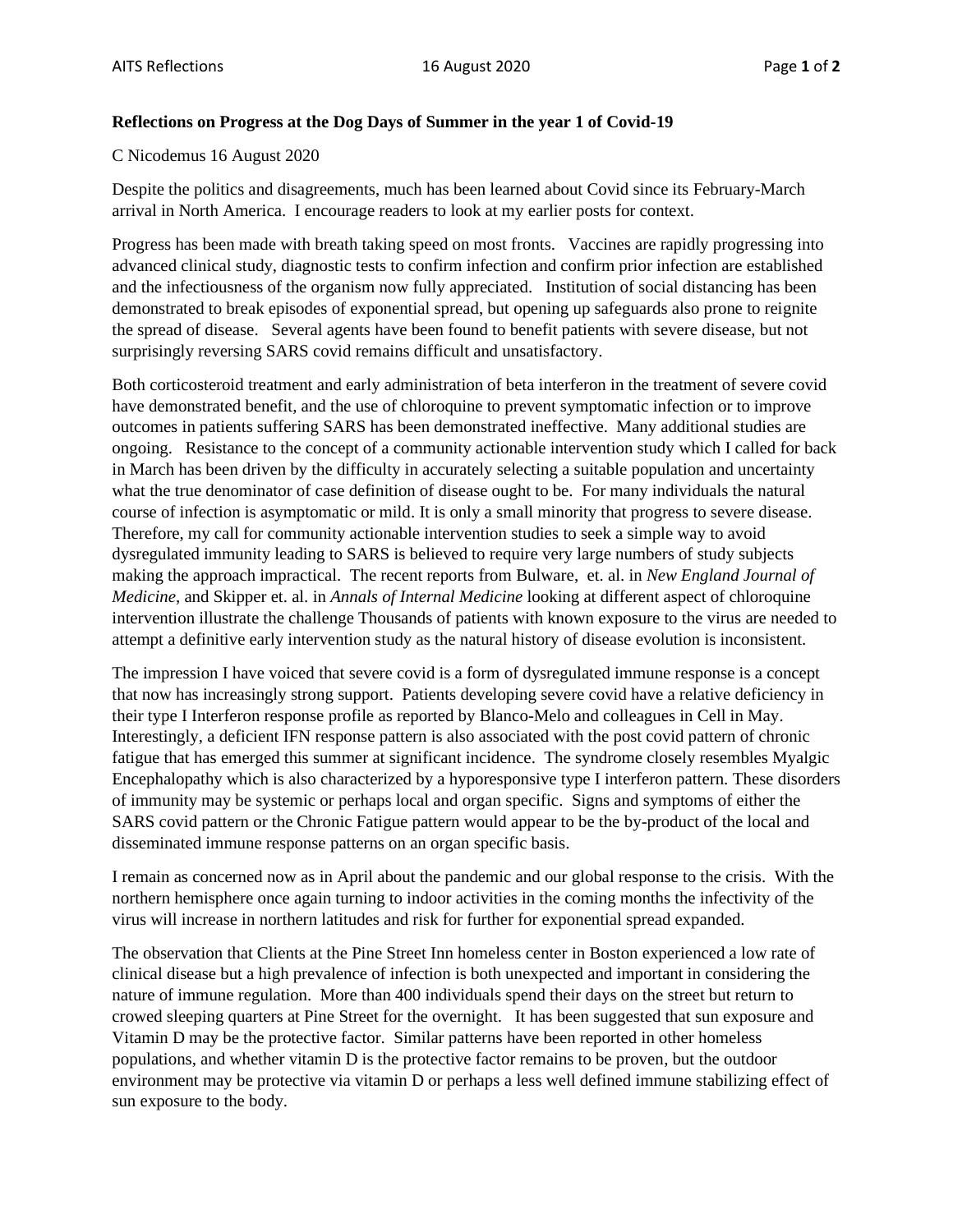**Reflections on Progress at the Dog Days of Summer in the year 1 of Covid-19**

C Nicodemus 16 August 2020

Despite the politics and disagreements, much has been learned about Covid since its February-March arrival in North America. I encourage readers to look at my earlier posts for context.

Progress has been made with breath taking speed on most fronts. Vaccines are rapidly progressing into advanced clinical study, diagnostic tests to confirm infection and confirm prior infection are established and the infectiousness of the organism now fully appreciated. Institution of social distancing has been demonstrated to break episodes of exponential spread, but opening up safeguards also prone to reignite the spread of disease. Several agents have been found to benefit patients with severe disease, but not surprisingly reversing SARS covid remains difficult and unsatisfactory.

Both corticosteroid treatment and early administration of beta interferon in the treatment of severe covid have demonstrated benefit, and the use of chloroquine to prevent symptomatic infection or to improve outcomes in patients suffering SARS has been demonstrated ineffective. Many additional studies are ongoing. Resistance to the concept of a community actionable intervention study which I called for back in March has been driven by the difficulty in accurately selecting a suitable population and uncertainty what the true denominator of case definition of disease ought to be. For many individuals the natural course of infection is asymptomatic or mild. It is only a small minority that progress to severe disease. Therefore, my call for community actionable intervention studies to seek a simple way to avoid dysregulated immunity leading to SARS is believed to require very large numbers of study subjects making the approach impractical. The recent reports from Bulware, et. al. in *New England Journal of Medicine*, and Skipper et. al. in *Annals of Internal Medicine* looking at different aspect of chloroquine intervention illustrate the challenge Thousands of patients with known exposure to the virus are needed to attempt a definitive early intervention study as the natural history of disease evolution is inconsistent.

The impression I have voiced that severe covid is a form of dysregulated immune response is a concept that now has increasingly strong support. Patients developing severe covid have a relative deficiency in their type I Interferon response profile as reported by Blanco-Melo and colleagues in Cell in May. Interestingly, a deficient IFN response pattern is also associated with the post covid pattern of chronic fatigue that has emerged this summer at significant incidence. The syndrome closely resembles Myalgic Encephalopathy which is also characterized by a hyporesponsive type I interferon pattern. These disorders of immunity may be systemic or perhaps local and organ specific. Signs and symptoms of either the SARS covid pattern or the Chronic Fatigue pattern would appear to be the by-product of the local and disseminated immune response patterns on an organ specific basis.

I remain as concerned now as in April about the pandemic and our global response to the crisis. With the northern hemisphere once again turning to indoor activities in the coming months the infectivity of the virus will increase in northern latitudes and risk for further for exponential spread expanded.

The observation that Clients at the Pine Street Inn homeless center in Boston experienced a low rate of clinical disease but a high prevalence of infection is both unexpected and important in considering the nature of immune regulation. More than 400 individuals spend their days on the street but return to crowed sleeping quarters at Pine Street for the overnight. It has been suggested that sun exposure and Vitamin D may be the protective factor. Similar patterns have been reported in other homeless populations, and whether vitamin D is the protective factor remains to be proven, but the outdoor environment may be protective via vitamin D or perhaps a less well defined immune stabilizing effect of sun exposure to the body.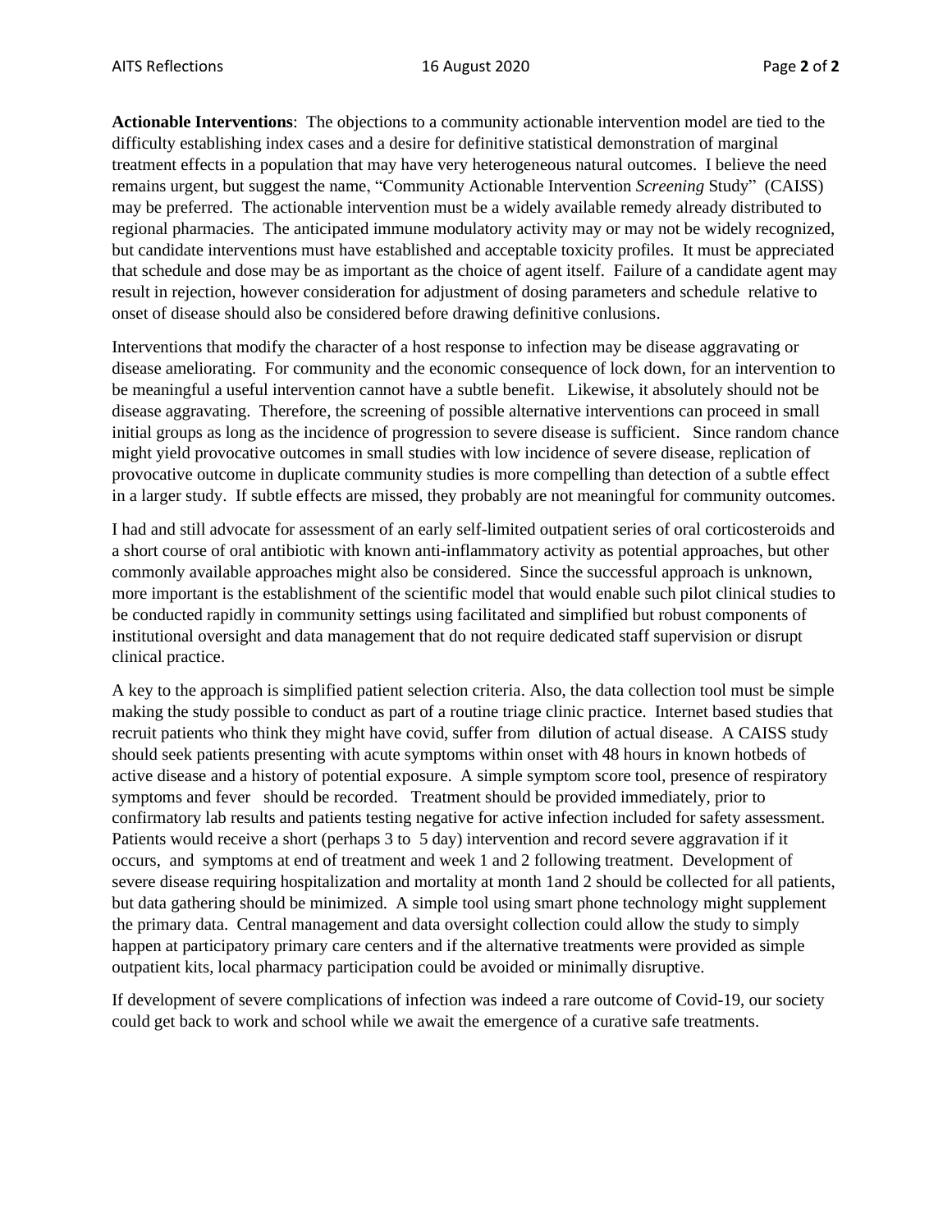**Actionable Interventions**: The objections to a community actionable intervention model are tied to the difficulty establishing index cases and a desire for definitive statistical demonstration of marginal treatment effects in a population that may have very heterogeneous natural outcomes. I believe the need remains urgent, but suggest the name, "Community Actionable Intervention *Screening* Study" (CAISS) may be preferred. The actionable intervention must be a widely available remedy already distributed to regional pharmacies. The anticipated immune modulatory activity may or may not be widely recognized, but candidate interventions must have established and acceptable toxicity profiles. It must be appreciated that schedule and dose may be as important as the choice of agent itself. Failure of a candidate agent may result in rejection, however consideration for adjustment of dosing parameters and schedule relative to onset of disease should also be considered before drawing definitive conlusions.

Interventions that modify the character of a host response to infection may be disease aggravating or disease ameliorating. For community and the economic consequence of lock down, for an intervention to be meaningful a useful intervention cannot have a subtle benefit. Likewise, it absolutely should not be disease aggravating. Therefore, the screening of possible alternative interventions can proceed in small initial groups as long as the incidence of progression to severe disease is sufficient. Since random chance might yield provocative outcomes in small studies with low incidence of severe disease, replication of provocative outcome in duplicate community studies is more compelling than detection of a subtle effect in a larger study. If subtle effects are missed, they probably are not meaningful for community outcomes.

I had and still advocate for assessment of an early self-limited outpatient series of oral corticosteroids and a short course of oral antibiotic with known anti-inflammatory activity as potential approaches, but other commonly available approaches might also be considered. Since the successful approach is unknown, more important is the establishment of the scientific model that would enable such pilot clinical studies to be conducted rapidly in community settings using facilitated and simplified but robust components of institutional oversight and data management that do not require dedicated staff supervision or disrupt clinical practice.

A key to the approach is simplified patient selection criteria. Also, the data collection tool must be simple making the study possible to conduct as part of a routine triage clinic practice. Internet based studies that recruit patients who think they might have covid, suffer from dilution of actual disease. A CAISS study should seek patients presenting with acute symptoms within onset with 48 hours in known hotbeds of active disease and a history of potential exposure. A simple symptom score tool, presence of respiratory symptoms and fever should be recorded. Treatment should be provided immediately, prior to confirmatory lab results and patients testing negative for active infection included for safety assessment. Patients would receive a short (perhaps 3 to 5 day) intervention and record severe aggravation if it occurs, and symptoms at end of treatment and week 1 and 2 following treatment. Development of severe disease requiring hospitalization and mortality at month 1and 2 should be collected for all patients, but data gathering should be minimized. A simple tool using smart phone technology might supplement the primary data. Central management and data oversight collection could allow the study to simply happen at participatory primary care centers and if the alternative treatments were provided as simple outpatient kits, local pharmacy participation could be avoided or minimally disruptive.

If development of severe complications of infection was indeed a rare outcome of Covid-19, our society could get back to work and school while we await the emergence of a curative safe treatments.